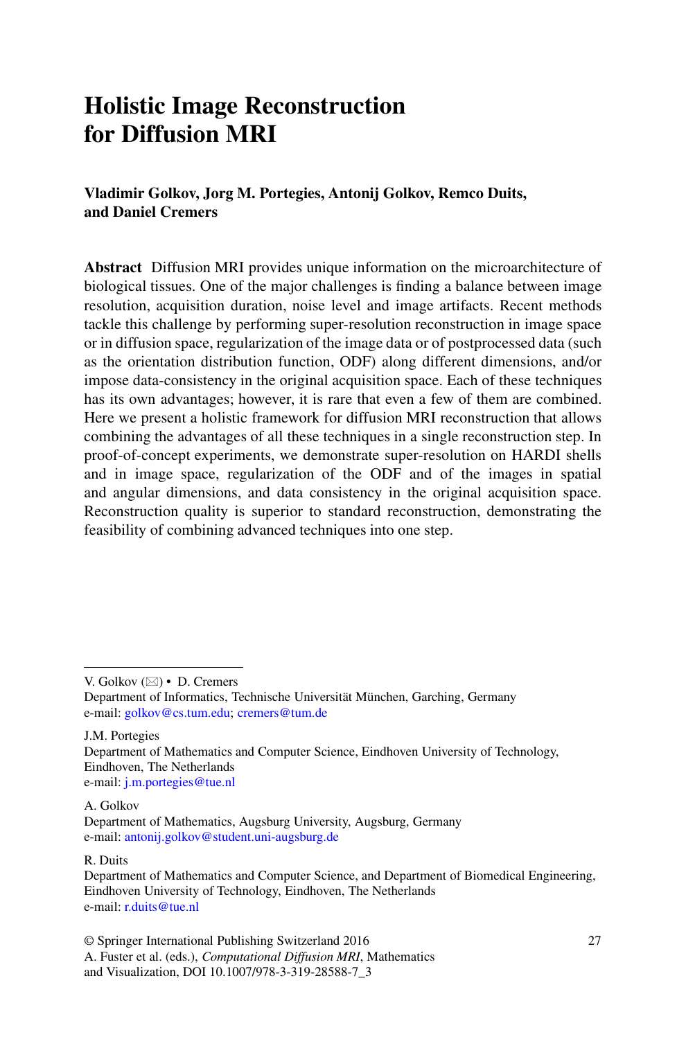# Holistic Image Reconstruction for Diffusion MRI

**Vladimir Golkov, Jorg M. Portegies, Antonij Golkov, Remco Duits, and Daniel Cremers**

**Abstract** Diffusion MRI provides unique information on the microarchitecture of biological tissues. One of the major challenges is finding a balance between image resolution, acquisition duration, noise level and image artifacts. Recent methods tackle this challenge by performing super-resolution reconstruction in image space or in diffusion space, regularization of the image data or of postprocessed data (such as the orientation distribution function, ODF) along different dimensions, and/or impose data-consistency in the original acquisition space. Each of these techniques has its own advantages; however, it is rare that even a few of them are combined. Here we present a holistic framework for diffusion MRI reconstruction that allows combining the advantages of all these techniques in a single reconstruction step. In proof-of-concept experiments, we demonstrate super-resolution on HARDI shells and in image space, regularization of the ODF and of the images in spatial and angular dimensions, and data consistency in the original acquisition space. Reconstruction quality is superior to standard reconstruction, demonstrating the feasibility of combining advanced techniques into one step.

---

V. Golkov (✉) • D. Cremers
Department of Informatics, Technische Universität München, Garching, Germany
e-mail: golkov@cs.tum.edu; cremers@tum.de

J.M. Portegies
Department of Mathematics and Computer Science, Eindhoven University of Technology, Eindhoven, The Netherlands
e-mail: j.m.portegies@tue.nl

A. Golkov
Department of Mathematics, Augsburg University, Augsburg, Germany
e-mail: antonij.golkov@student.uni-augsburg.de

R. Duits
Department of Mathematics and Computer Science, and Department of Biomedical Engineering, Eindhoven University of Technology, Eindhoven, The Netherlands
e-mail: r.duits@tue.nl

© Springer International Publishing Switzerland 2016
A. Fuster et al. (eds.), *Computational Diffusion MRI*, Mathematics and Visualization, DOI 10.1007/978-3-319-28588-7_3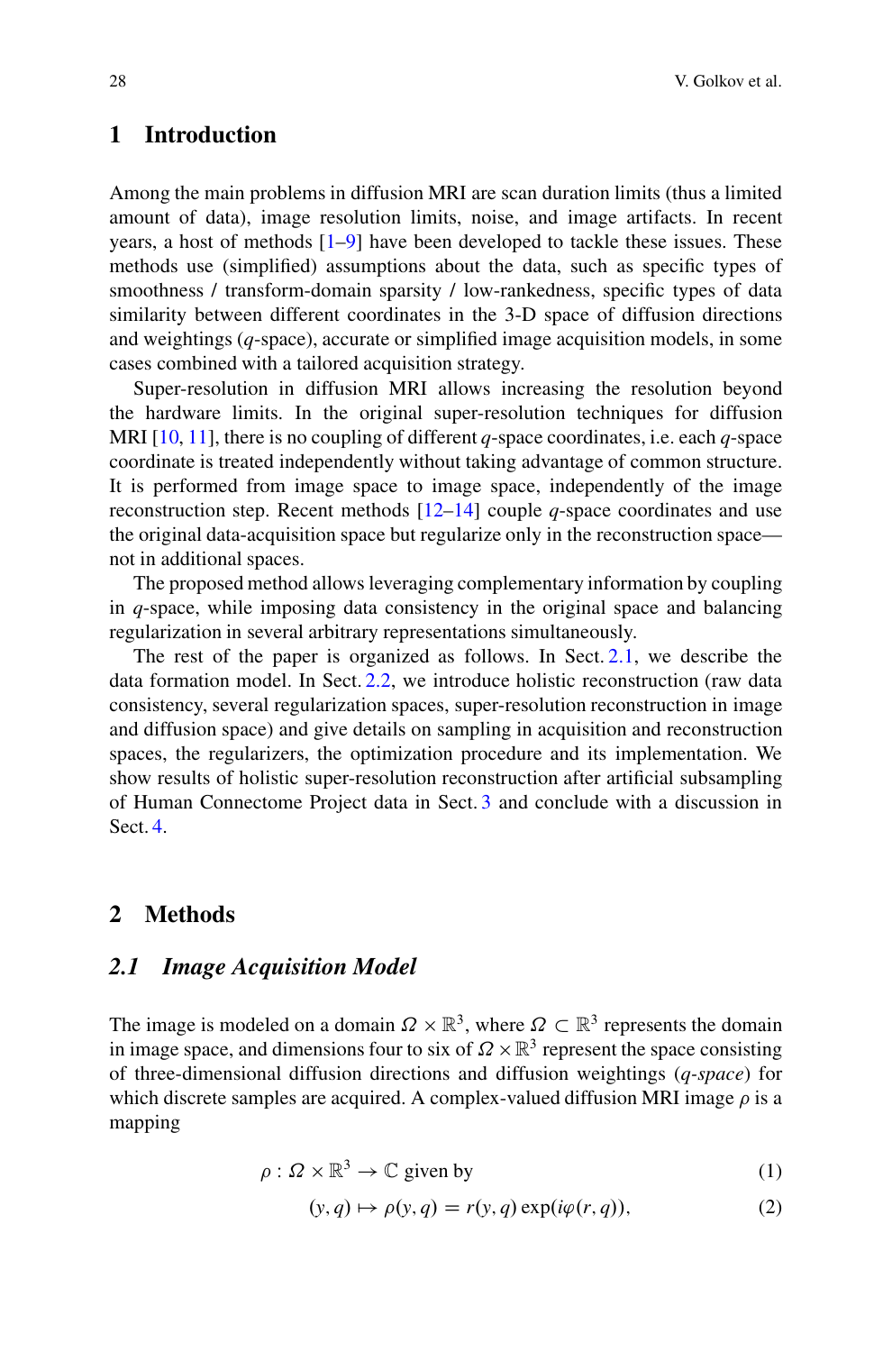## 1 Introduction

Among the main problems in diffusion MRI are scan duration limits (thus a limited amount of data), image resolution limits, noise, and image artifacts. In recent years, a host of methods [1–9] have been developed to tackle these issues. These methods use (simplified) assumptions about the data, such as specific types of smoothness / transform-domain sparsity / low-rankedness, specific types of data similarity between different coordinates in the 3-D space of diffusion directions and weightings ($q$-space), accurate or simplified image acquisition models, in some cases combined with a tailored acquisition strategy.

Super-resolution in diffusion MRI allows increasing the resolution beyond the hardware limits. In the original super-resolution techniques for diffusion MRI [10, 11], there is no coupling of different $q$-space coordinates, i.e. each $q$-space coordinate is treated independently without taking advantage of common structure. It is performed from image space to image space, independently of the image reconstruction step. Recent methods [12–14] couple $q$-space coordinates and use the original data-acquisition space but regularize only in the reconstruction space—not in additional spaces.

The proposed method allows leveraging complementary information by coupling in $q$-space, while imposing data consistency in the original space and balancing regularization in several arbitrary representations simultaneously.

The rest of the paper is organized as follows. In Sect. 2.1, we describe the data formation model. In Sect. 2.2, we introduce holistic reconstruction (raw data consistency, several regularization spaces, super-resolution reconstruction in image and diffusion space) and give details on sampling in acquisition and reconstruction spaces, the regularizers, the optimization procedure and its implementation. We show results of holistic super-resolution reconstruction after artificial subsampling of Human Connectome Project data in Sect. 3 and conclude with a discussion in Sect. 4.

## 2 Methods

### 2.1 Image Acquisition Model

The image is modeled on a domain $\Omega \times \mathbb{R}^3$, where $\Omega \subset \mathbb{R}^3$ represents the domain in image space, and dimensions four to six of $\Omega \times \mathbb{R}^3$ represent the space consisting of three-dimensional diffusion directions and diffusion weightings (*q-space*) for which discrete samples are acquired. A complex-valued diffusion MRI image $\rho$ is a mapping

$$\rho : \Omega \times \mathbb{R}^3 \to \mathbb{C} \text{ given by} \tag{1}$$

$$(y, q) \mapsto \rho(y, q) = r(y, q) \exp(i\varphi(r, q)), \tag{2}$$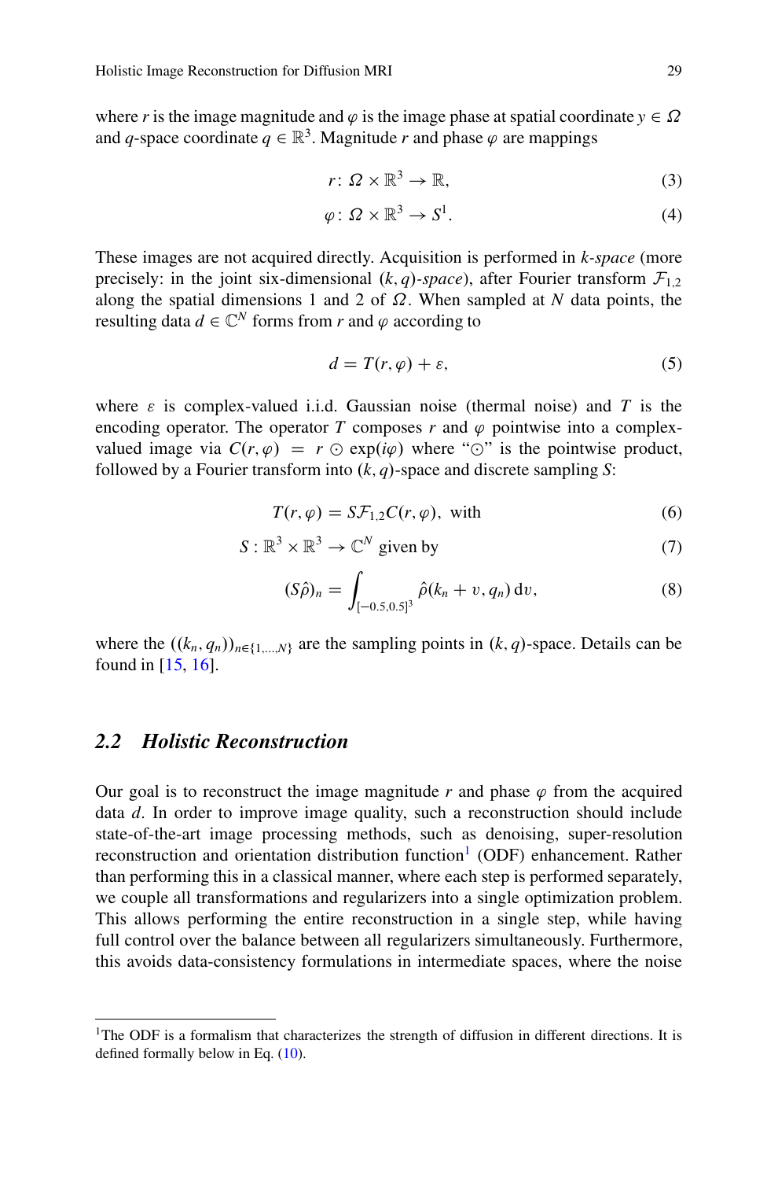where $r$ is the image magnitude and $\varphi$ is the image phase at spatial coordinate $y \in \Omega$ and $q$-space coordinate $q \in \mathbb{R}^3$. Magnitude $r$ and phase $\varphi$ are mappings

$$r \colon \Omega \times \mathbb{R}^3 \to \mathbb{R}, \tag{3}$$

$$\varphi \colon \Omega \times \mathbb{R}^3 \to S^1. \tag{4}$$

These images are not acquired directly. Acquisition is performed in *k-space* (more precisely: in the joint six-dimensional $(k, q)$-*space*), after Fourier transform $\mathcal{F}_{1,2}$ along the spatial dimensions 1 and 2 of $\Omega$. When sampled at $N$ data points, the resulting data $d \in \mathbb{C}^N$ forms from $r$ and $\varphi$ according to

$$d = T(r, \varphi) + \varepsilon, \tag{5}$$

where $\varepsilon$ is complex-valued i.i.d. Gaussian noise (thermal noise) and $T$ is the encoding operator. The operator $T$ composes $r$ and $\varphi$ pointwise into a complex-valued image via $C(r, \varphi) = r \odot \exp(i\varphi)$ where "$\odot$" is the pointwise product, followed by a Fourier transform into $(k, q)$-space and discrete sampling $S$:

$$T(r, \varphi) = S\mathcal{F}_{1,2}C(r, \varphi), \text{ with} \tag{6}$$

$$S : \mathbb{R}^3 \times \mathbb{R}^3 \to \mathbb{C}^N \text{ given by} \tag{7}$$

$$(S\hat{\rho})_n = \int_{[-0.5,0.5]^3} \hat{\rho}(k_n + v, q_n)\, \mathrm{d}v, \tag{8}$$

where the $((k_n, q_n))_{n \in \{1,\dots,N\}}$ are the sampling points in $(k, q)$-space. Details can be found in [15, 16].

## 2.2 Holistic Reconstruction

Our goal is to reconstruct the image magnitude $r$ and phase $\varphi$ from the acquired data $d$. In order to improve image quality, such a reconstruction should include state-of-the-art image processing methods, such as denoising, super-resolution reconstruction and orientation distribution function[1] (ODF) enhancement. Rather than performing this in a classical manner, where each step is performed separately, we couple all transformations and regularizers into a single optimization problem. This allows performing the entire reconstruction in a single step, while having full control over the balance between all regularizers simultaneously. Furthermore, this avoids data-consistency formulations in intermediate spaces, where the noise

---

[1] The ODF is a formalism that characterizes the strength of diffusion in different directions. It is defined formally below in Eq. (10).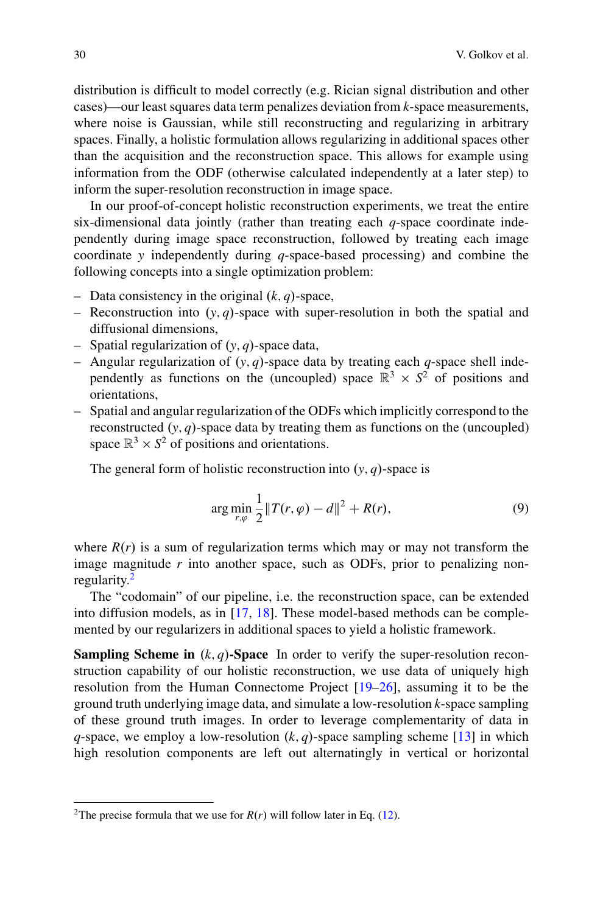distribution is difficult to model correctly (e.g. Rician signal distribution and other cases)—our least squares data term penalizes deviation from $k$-space measurements, where noise is Gaussian, while still reconstructing and regularizing in arbitrary spaces. Finally, a holistic formulation allows regularizing in additional spaces other than the acquisition and the reconstruction space. This allows for example using information from the ODF (otherwise calculated independently at a later step) to inform the super-resolution reconstruction in image space.

In our proof-of-concept holistic reconstruction experiments, we treat the entire six-dimensional data jointly (rather than treating each $q$-space coordinate independently during image space reconstruction, followed by treating each image coordinate $y$ independently during $q$-space-based processing) and combine the following concepts into a single optimization problem:

- Data consistency in the original $(k, q)$-space,
- Reconstruction into $(y, q)$-space with super-resolution in both the spatial and diffusional dimensions,
- Spatial regularization of $(y, q)$-space data,
- Angular regularization of $(y, q)$-space data by treating each $q$-space shell independently as functions on the (uncoupled) space $\mathbb{R}^3 \times S^2$ of positions and orientations,
- Spatial and angular regularization of the ODFs which implicitly correspond to the reconstructed $(y, q)$-space data by treating them as functions on the (uncoupled) space $\mathbb{R}^3 \times S^2$ of positions and orientations.

The general form of holistic reconstruction into $(y, q)$-space is

$$\arg\min_{r,\varphi} \frac{1}{2} \|T(r, \varphi) - d\|^2 + R(r), \tag{9}$$

where $R(r)$ is a sum of regularization terms which may or may not transform the image magnitude $r$ into another space, such as ODFs, prior to penalizing non-regularity.[2]

The "codomain" of our pipeline, i.e. the reconstruction space, can be extended into diffusion models, as in [17, 18]. These model-based methods can be complemented by our regularizers in additional spaces to yield a holistic framework.

**Sampling Scheme in $(k, q)$-Space** In order to verify the super-resolution reconstruction capability of our holistic reconstruction, we use data of uniquely high resolution from the Human Connectome Project [19–26], assuming it to be the ground truth underlying image data, and simulate a low-resolution $k$-space sampling of these ground truth images. In order to leverage complementarity of data in $q$-space, we employ a low-resolution $(k, q)$-space sampling scheme [13] in which high resolution components are left out alternatingly in vertical or horizontal

[2] The precise formula that we use for $R(r)$ will follow later in Eq. (12).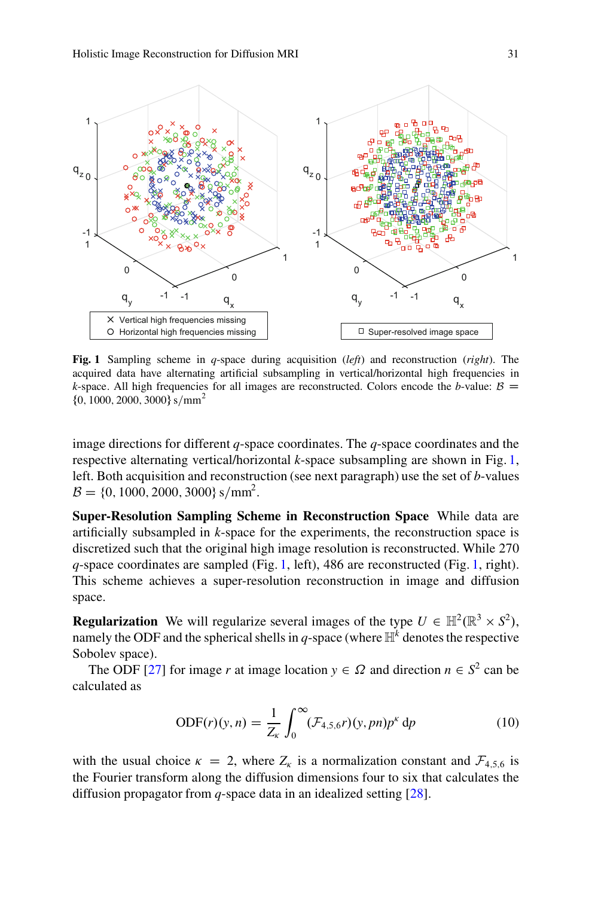**Fig. 1** Sampling scheme in $q$-space during acquisition (*left*) and reconstruction (*right*). The acquired data have alternating artificial subsampling in vertical/horizontal high frequencies in $k$-space. All high frequencies for all images are reconstructed. Colors encode the $b$-value: $\mathcal{B} = \{0, 1000, 2000, 3000\}\ \mathrm{s/mm^2}$

image directions for different $q$-space coordinates. The $q$-space coordinates and the respective alternating vertical/horizontal $k$-space subsampling are shown in Fig. 1, left. Both acquisition and reconstruction (see next paragraph) use the set of $b$-values $\mathcal{B} = \{0, 1000, 2000, 3000\}\ \mathrm{s/mm^2}$.

**Super-Resolution Sampling Scheme in Reconstruction Space** While data are artificially subsampled in $k$-space for the experiments, the reconstruction space is discretized such that the original high image resolution is reconstructed. While 270 $q$-space coordinates are sampled (Fig. 1, left), 486 are reconstructed (Fig. 1, right). This scheme achieves a super-resolution reconstruction in image and diffusion space.

**Regularization** We will regularize several images of the type $U \in \mathbb{H}^2(\mathbb{R}^3 \times S^2)$, namely the ODF and the spherical shells in $q$-space (where $\mathbb{H}^k$ denotes the respective Sobolev space).

The ODF [27] for image $r$ at image location $y \in \Omega$ and direction $n \in S^2$ can be calculated as

$$\mathrm{ODF}(r)(y, n) = \frac{1}{Z_\kappa} \int_0^\infty (\mathcal{F}_{4,5,6} r)(y, pn) p^\kappa \, \mathrm{d}p \tag{10}$$

with the usual choice $\kappa = 2$, where $Z_\kappa$ is a normalization constant and $\mathcal{F}_{4,5,6}$ is the Fourier transform along the diffusion dimensions four to six that calculates the diffusion propagator from $q$-space data in an idealized setting [28].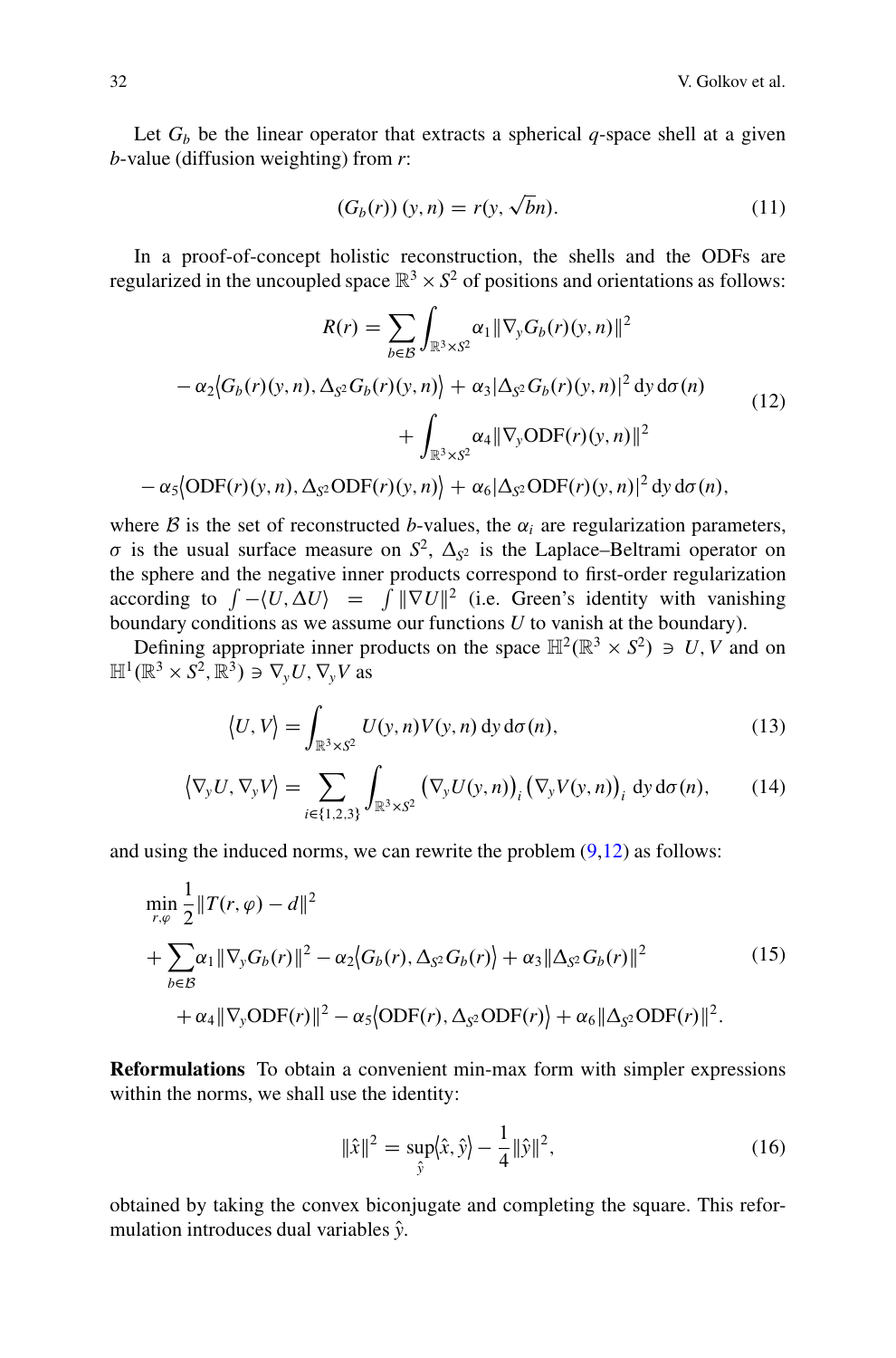Let $G_b$ be the linear operator that extracts a spherical $q$-space shell at a given $b$-value (diffusion weighting) from $r$:

$$
\left(G_b(r)\right)(y, n) = r(y, \sqrt{b}n). \tag{11}
$$

In a proof-of-concept holistic reconstruction, the shells and the ODFs are regularized in the uncoupled space $\mathbb{R}^3 \times S^2$ of positions and orientations as follows:

$$
\begin{aligned}
R(r) = \sum_{b \in \mathcal{B}} \int_{\mathbb{R}^3 \times S^2} & \alpha_1 \|\nabla_y G_b(r)(y, n)\|^2 \\
- \alpha_2 \big\langle G_b(r)(y, n), \Delta_{S^2} G_b(r)(y, n) \big\rangle &+ \alpha_3 |\Delta_{S^2} G_b(r)(y, n)|^2 \,\mathrm{d}y \,\mathrm{d}\sigma(n) \\
&+ \int_{\mathbb{R}^3 \times S^2} \alpha_4 \|\nabla_y \mathrm{ODF}(r)(y, n)\|^2 \\
- \alpha_5 \big\langle \mathrm{ODF}(r)(y, n), \Delta_{S^2} \mathrm{ODF}(r)(y, n) \big\rangle &+ \alpha_6 |\Delta_{S^2} \mathrm{ODF}(r)(y, n)|^2 \,\mathrm{d}y \,\mathrm{d}\sigma(n),
\end{aligned} \tag{12}
$$

where $\mathcal{B}$ is the set of reconstructed $b$-values, the $\alpha_i$ are regularization parameters, $\sigma$ is the usual surface measure on $S^2$, $\Delta_{S^2}$ is the Laplace–Beltrami operator on the sphere and the negative inner products correspond to first-order regularization according to $\int -\langle U, \Delta U \rangle = \int \|\nabla U\|^2$ (i.e. Green's identity with vanishing boundary conditions as we assume our functions $U$ to vanish at the boundary).

Defining appropriate inner products on the space $\mathbb{H}^2(\mathbb{R}^3 \times S^2) \ni U, V$ and on $\mathbb{H}^1(\mathbb{R}^3 \times S^2, \mathbb{R}^3) \ni \nabla_y U, \nabla_y V$ as

$$
\big\langle U, V \big\rangle = \int_{\mathbb{R}^3 \times S^2} U(y, n) V(y, n) \,\mathrm{d}y \,\mathrm{d}\sigma(n), \tag{13}
$$

$$
\big\langle \nabla_y U, \nabla_y V \big\rangle = \sum_{i \in \{1,2,3\}} \int_{\mathbb{R}^3 \times S^2} \left(\nabla_y U(y, n)\right)_i \left(\nabla_y V(y, n)\right)_i \,\mathrm{d}y \,\mathrm{d}\sigma(n), \tag{14}
$$

and using the induced norms, we can rewrite the problem (9,12) as follows:

$$
\begin{aligned}
&\min_{r, \varphi} \frac{1}{2} \|T(r, \varphi) - d\|^2 \\
&+ \sum_{b \in \mathcal{B}} \alpha_1 \|\nabla_y G_b(r)\|^2 - \alpha_2 \big\langle G_b(r), \Delta_{S^2} G_b(r) \big\rangle + \alpha_3 \|\Delta_{S^2} G_b(r)\|^2 \\
&\quad + \alpha_4 \|\nabla_y \mathrm{ODF}(r)\|^2 - \alpha_5 \big\langle \mathrm{ODF}(r), \Delta_{S^2} \mathrm{ODF}(r) \big\rangle + \alpha_6 \|\Delta_{S^2} \mathrm{ODF}(r)\|^2.
\end{aligned} \tag{15}
$$

**Reformulations** To obtain a convenient min-max form with simpler expressions within the norms, we shall use the identity:

$$
\|\hat{x}\|^2 = \sup_{\hat{y}} \big\langle \hat{x}, \hat{y} \big\rangle - \frac{1}{4} \|\hat{y}\|^2, \tag{16}
$$

obtained by taking the convex biconjugate and completing the square. This reformulation introduces dual variables $\hat{y}$.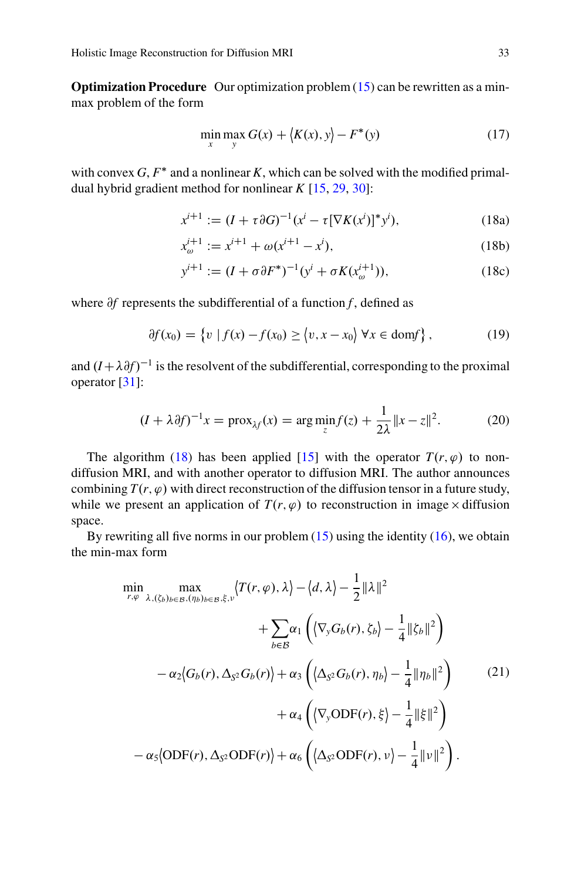**Optimization Procedure** Our optimization problem (15) can be rewritten as a min-max problem of the form

$$\min_{x} \max_{y} G(x) + \langle K(x), y \rangle - F^*(y) \tag{17}$$

with convex $G, F^*$ and a nonlinear $K$, which can be solved with the modified primal-dual hybrid gradient method for nonlinear $K$ [15, 29, 30]:

$$x^{i+1} := (I + \tau \partial G)^{-1}(x^i - \tau [\nabla K(x^i)]^* y^i), \tag{18a}$$

$$x_{\omega}^{i+1} := x^{i+1} + \omega(x^{i+1} - x^i), \tag{18b}$$

$$y^{i+1} := (I + \sigma \partial F^*)^{-1}(y^i + \sigma K(x_{\omega}^{i+1})), \tag{18c}$$

where $\partial f$ represents the subdifferential of a function $f$, defined as

$$\partial f(x_0) = \left\{ v \mid f(x) - f(x_0) \geq \langle v, x - x_0 \rangle \; \forall x \in \operatorname{dom} f \right\}, \tag{19}$$

and $(I + \lambda \partial f)^{-1}$ is the resolvent of the subdifferential, corresponding to the proximal operator [31]:

$$(I + \lambda \partial f)^{-1} x = \operatorname{prox}_{\lambda f}(x) = \arg\min_{z} f(z) + \frac{1}{2\lambda} \|x - z\|^2. \tag{20}$$

The algorithm (18) has been applied [15] with the operator $T(r, \varphi)$ to non-diffusion MRI, and with another operator to diffusion MRI. The author announces combining $T(r, \varphi)$ with direct reconstruction of the diffusion tensor in a future study, while we present an application of $T(r, \varphi)$ to reconstruction in image $\times$ diffusion space.

By rewriting all five norms in our problem (15) using the identity (16), we obtain the min-max form

$$\begin{aligned}
\min_{r,\varphi} \max_{\lambda, (\zeta_b)_{b \in \mathcal{B}}, (\eta_b)_{b \in \mathcal{B}}, \xi, \nu} & \langle T(r, \varphi), \lambda \rangle - \langle d, \lambda \rangle - \frac{1}{2} \|\lambda\|^2 \\
& + \sum_{b \in \mathcal{B}} \alpha_1 \left( \langle \nabla_y G_b(r), \zeta_b \rangle - \frac{1}{4} \|\zeta_b\|^2 \right) \\
- \alpha_2 \langle G_b(r), \Delta_{S^2} G_b(r) \rangle & + \alpha_3 \left( \langle \Delta_{S^2} G_b(r), \eta_b \rangle - \frac{1}{4} \|\eta_b\|^2 \right) \\
& + \alpha_4 \left( \langle \nabla_y \mathrm{ODF}(r), \xi \rangle - \frac{1}{4} \|\xi\|^2 \right) \\
- \alpha_5 \langle \mathrm{ODF}(r), \Delta_{S^2} \mathrm{ODF}(r) \rangle & + \alpha_6 \left( \langle \Delta_{S^2} \mathrm{ODF}(r), \nu \rangle - \frac{1}{4} \|\nu\|^2 \right).
\end{aligned} \tag{21}$$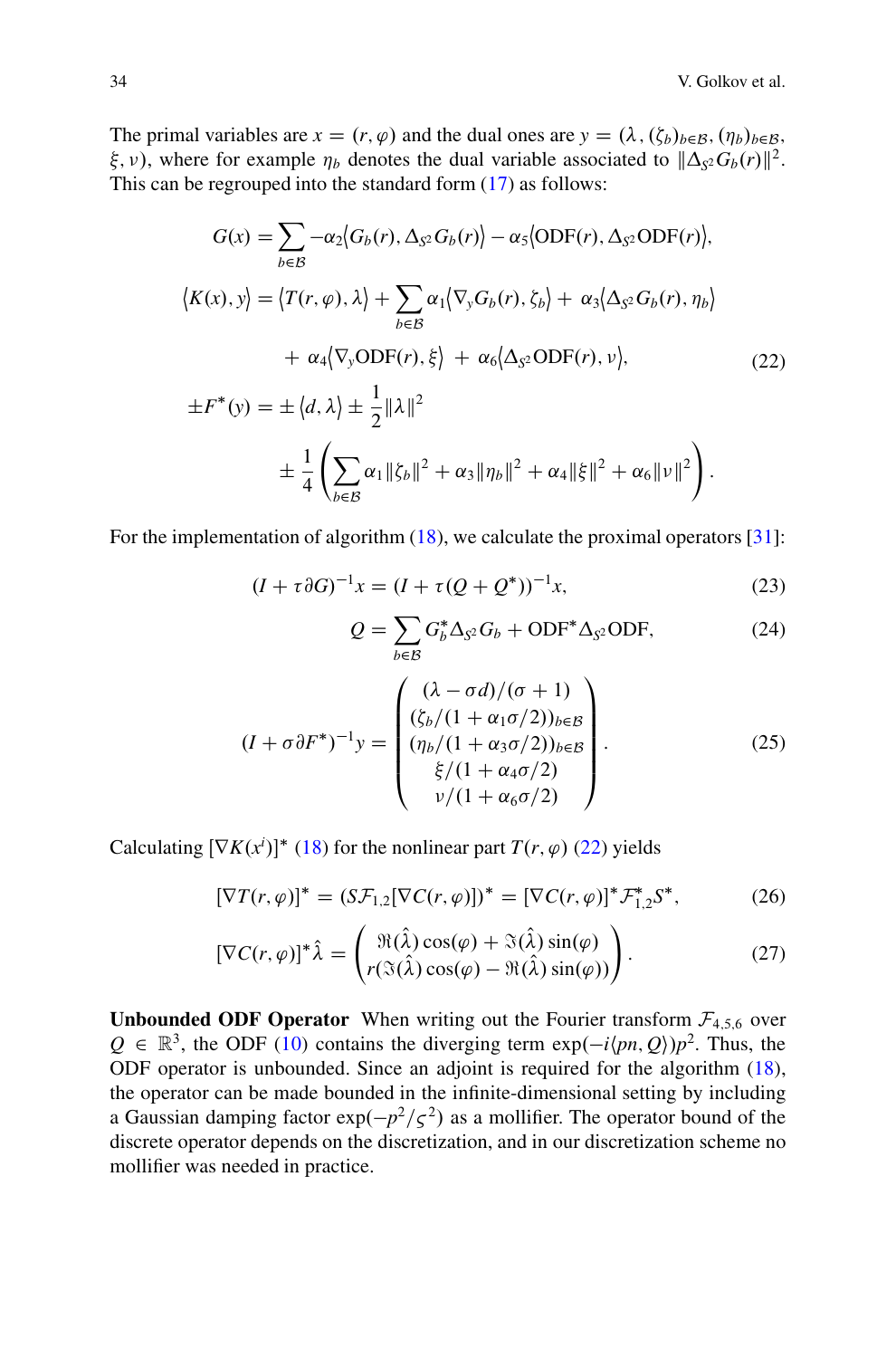The primal variables are $x = (r, \varphi)$ and the dual ones are $y = (\lambda, (\zeta_b)_{b\in\mathcal{B}}, (\eta_b)_{b\in\mathcal{B}}, \xi, \nu)$, where for example $\eta_b$ denotes the dual variable associated to $\|\Delta_{S^2} G_b(r)\|^2$. This can be regrouped into the standard form (17) as follows:

$$
\begin{aligned}
G(x) &= \sum_{b\in\mathcal{B}} -\alpha_2 \langle G_b(r), \Delta_{S^2} G_b(r)\rangle - \alpha_5 \langle \mathrm{ODF}(r), \Delta_{S^2}\mathrm{ODF}(r)\rangle, \\
\langle K(x), y\rangle &= \langle T(r,\varphi), \lambda\rangle + \sum_{b\in\mathcal{B}} \alpha_1 \langle \nabla_y G_b(r), \zeta_b\rangle + \alpha_3 \langle \Delta_{S^2} G_b(r), \eta_b\rangle \\
&\quad + \alpha_4 \langle \nabla_y \mathrm{ODF}(r), \xi\rangle + \alpha_6 \langle \Delta_{S^2}\mathrm{ODF}(r), \nu\rangle, \qquad (22) \\
\pm F^*(y) &= \pm \langle d, \lambda\rangle \pm \frac{1}{2}\|\lambda\|^2 \\
&\quad \pm \frac{1}{4}\left(\sum_{b\in\mathcal{B}} \alpha_1 \|\zeta_b\|^2 + \alpha_3 \|\eta_b\|^2 + \alpha_4 \|\xi\|^2 + \alpha_6 \|\nu\|^2\right).
\end{aligned}
$$

For the implementation of algorithm (18), we calculate the proximal operators [31]:

$$
(I + \tau \partial G)^{-1} x = (I + \tau(Q + Q^*))^{-1} x, \qquad (23)
$$

$$
Q = \sum_{b\in\mathcal{B}} G_b^* \Delta_{S^2} G_b + \mathrm{ODF}^* \Delta_{S^2} \mathrm{ODF}, \qquad (24)
$$

$$
(I + \sigma \partial F^*)^{-1} y = \begin{pmatrix} (\lambda - \sigma d)/(\sigma + 1) \\ (\zeta_b/(1 + \alpha_1 \sigma/2))_{b\in\mathcal{B}} \\ (\eta_b/(1 + \alpha_3 \sigma/2))_{b\in\mathcal{B}} \\ \xi/(1 + \alpha_4 \sigma/2) \\ \nu/(1 + \alpha_6 \sigma/2) \end{pmatrix}. \qquad (25)
$$

Calculating $[\nabla K(x^i)]^*$ (18) for the nonlinear part $T(r, \varphi)$ (22) yields

$$
[\nabla T(r,\varphi)]^* = (S\mathcal{F}_{1,2}[\nabla C(r,\varphi)])^* = [\nabla C(r,\varphi)]^* \mathcal{F}_{1,2}^* S^*, \qquad (26)
$$

$$
[\nabla C(r,\varphi)]^* \hat{\lambda} = \begin{pmatrix} \Re(\hat{\lambda})\cos(\varphi) + \Im(\hat{\lambda})\sin(\varphi) \\ r(\Im(\hat{\lambda})\cos(\varphi) - \Re(\hat{\lambda})\sin(\varphi)) \end{pmatrix}. \qquad (27)
$$

**Unbounded ODF Operator** When writing out the Fourier transform $\mathcal{F}_{4,5,6}$ over $Q \in \mathbb{R}^3$, the ODF (10) contains the diverging term $\exp(-i\langle pn, Q\rangle)p^2$. Thus, the ODF operator is unbounded. Since an adjoint is required for the algorithm (18), the operator can be made bounded in the infinite-dimensional setting by including a Gaussian damping factor $\exp(-p^2/\varsigma^2)$ as a mollifier. The operator bound of the discrete operator depends on the discretization, and in our discretization scheme no mollifier was needed in practice.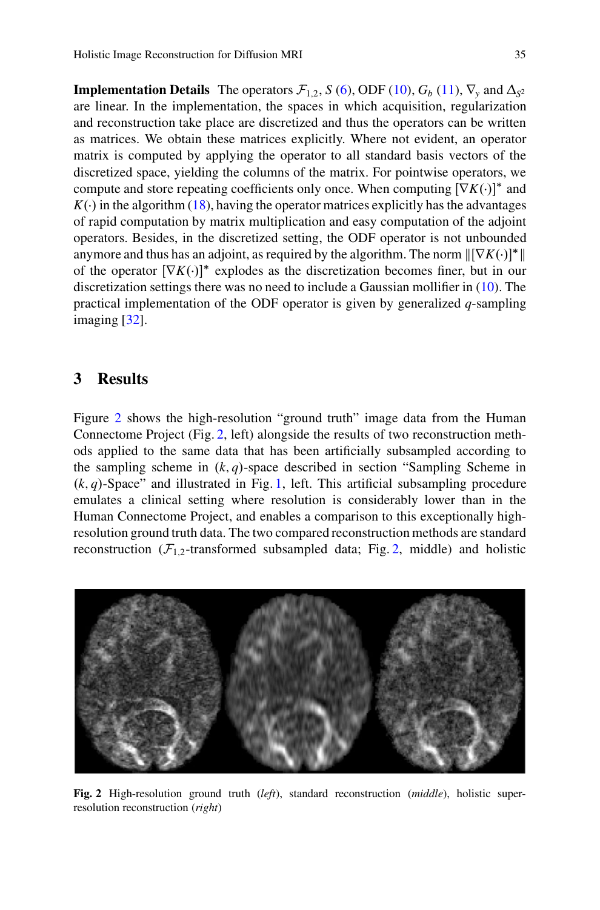**Implementation Details** The operators $\mathcal{F}_{1,2}$, $S$ (6), ODF (10), $G_b$ (11), $\nabla_y$ and $\Delta_{S^2}$ are linear. In the implementation, the spaces in which acquisition, regularization and reconstruction take place are discretized and thus the operators can be written as matrices. We obtain these matrices explicitly. Where not evident, an operator matrix is computed by applying the operator to all standard basis vectors of the discretized space, yielding the columns of the matrix. For pointwise operators, we compute and store repeating coefficients only once. When computing $[\nabla K(\cdot)]^*$ and $K(\cdot)$ in the algorithm (18), having the operator matrices explicitly has the advantages of rapid computation by matrix multiplication and easy computation of the adjoint operators. Besides, in the discretized setting, the ODF operator is not unbounded anymore and thus has an adjoint, as required by the algorithm. The norm $\|[\nabla K(\cdot)]^*\|$ of the operator $[\nabla K(\cdot)]^*$ explodes as the discretization becomes finer, but in our discretization settings there was no need to include a Gaussian mollifier in (10). The practical implementation of the ODF operator is given by generalized $q$-sampling imaging [32].

## 3 Results

Figure 2 shows the high-resolution "ground truth" image data from the Human Connectome Project (Fig. 2, left) alongside the results of two reconstruction methods applied to the same data that has been artificially subsampled according to the sampling scheme in $(k, q)$-space described in section "Sampling Scheme in $(k, q)$-Space" and illustrated in Fig. 1, left. This artificial subsampling procedure emulates a clinical setting where resolution is considerably lower than in the Human Connectome Project, and enables a comparison to this exceptionally high-resolution ground truth data. The two compared reconstruction methods are standard reconstruction ($\mathcal{F}_{1,2}$-transformed subsampled data; Fig. 2, middle) and holistic

**Fig. 2** High-resolution ground truth (*left*), standard reconstruction (*middle*), holistic super-resolution reconstruction (*right*)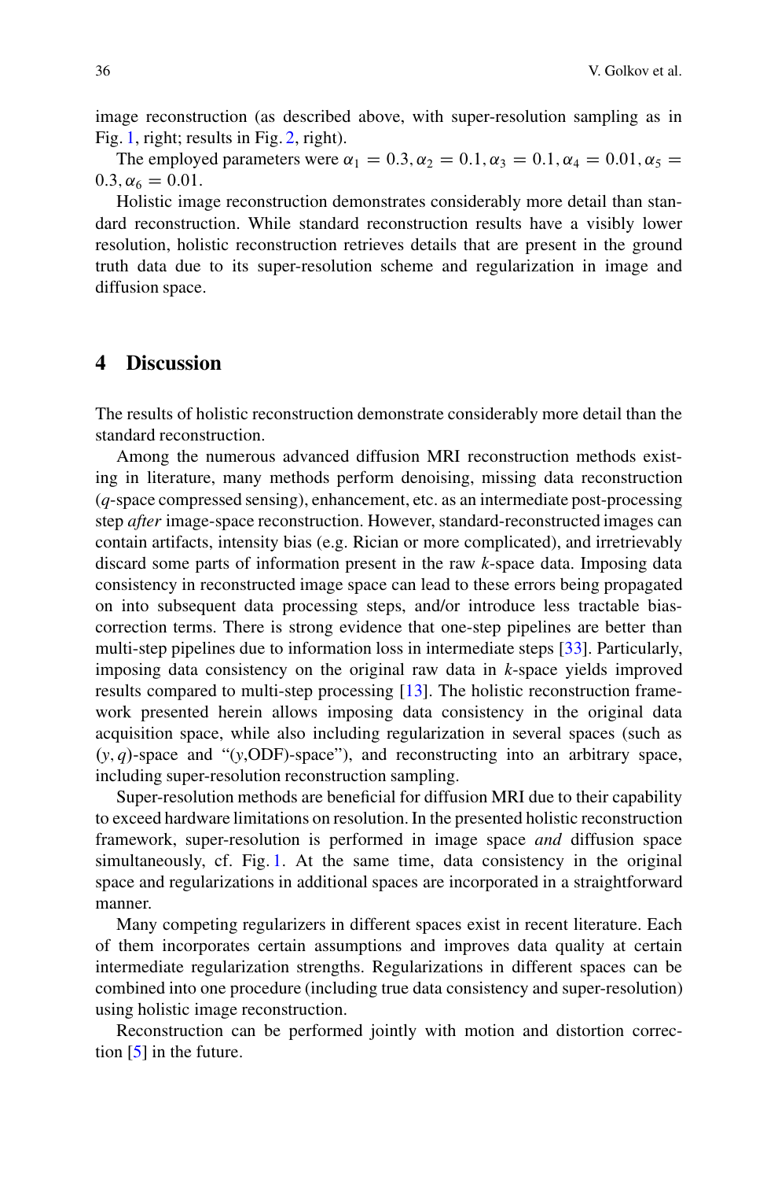image reconstruction (as described above, with super-resolution sampling as in Fig. 1, right; results in Fig. 2, right).

The employed parameters were $\alpha_1 = 0.3, \alpha_2 = 0.1, \alpha_3 = 0.1, \alpha_4 = 0.01, \alpha_5 = 0.3, \alpha_6 = 0.01$.

Holistic image reconstruction demonstrates considerably more detail than standard reconstruction. While standard reconstruction results have a visibly lower resolution, holistic reconstruction retrieves details that are present in the ground truth data due to its super-resolution scheme and regularization in image and diffusion space.

## 4 Discussion

The results of holistic reconstruction demonstrate considerably more detail than the standard reconstruction.

Among the numerous advanced diffusion MRI reconstruction methods existing in literature, many methods perform denoising, missing data reconstruction ($q$-space compressed sensing), enhancement, etc. as an intermediate post-processing step *after* image-space reconstruction. However, standard-reconstructed images can contain artifacts, intensity bias (e.g. Rician or more complicated), and irretrievably discard some parts of information present in the raw $k$-space data. Imposing data consistency in reconstructed image space can lead to these errors being propagated on into subsequent data processing steps, and/or introduce less tractable bias-correction terms. There is strong evidence that one-step pipelines are better than multi-step pipelines due to information loss in intermediate steps [33]. Particularly, imposing data consistency on the original raw data in $k$-space yields improved results compared to multi-step processing [13]. The holistic reconstruction framework presented herein allows imposing data consistency in the original data acquisition space, while also including regularization in several spaces (such as $(y, q)$-space and "($y$,ODF)-space"), and reconstructing into an arbitrary space, including super-resolution reconstruction sampling.

Super-resolution methods are beneficial for diffusion MRI due to their capability to exceed hardware limitations on resolution. In the presented holistic reconstruction framework, super-resolution is performed in image space *and* diffusion space simultaneously, cf. Fig. 1. At the same time, data consistency in the original space and regularizations in additional spaces are incorporated in a straightforward manner.

Many competing regularizers in different spaces exist in recent literature. Each of them incorporates certain assumptions and improves data quality at certain intermediate regularization strengths. Regularizations in different spaces can be combined into one procedure (including true data consistency and super-resolution) using holistic image reconstruction.

Reconstruction can be performed jointly with motion and distortion correction [5] in the future.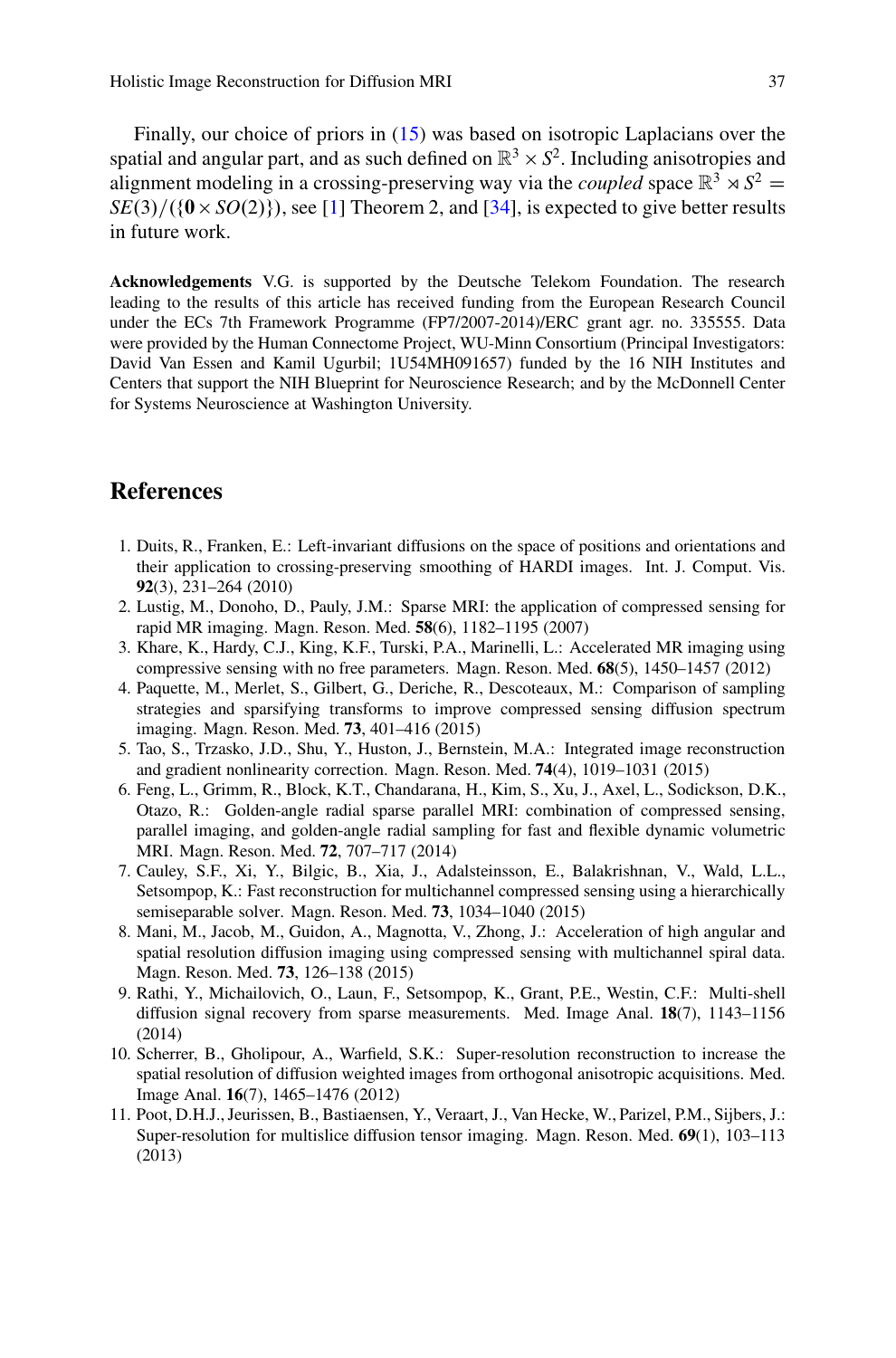Finally, our choice of priors in (15) was based on isotropic Laplacians over the spatial and angular part, and as such defined on $\mathbb{R}^3 \times S^2$. Including anisotropies and alignment modeling in a crossing-preserving way via the *coupled* space $\mathbb{R}^3 \rtimes S^2 = SE(3)/(\{\mathbf{0} \times SO(2)\})$, see [1] Theorem 2, and [34], is expected to give better results in future work.

**Acknowledgements** V.G. is supported by the Deutsche Telekom Foundation. The research leading to the results of this article has received funding from the European Research Council under the ECs 7th Framework Programme (FP7/2007-2014)/ERC grant agr. no. 335555. Data were provided by the Human Connectome Project, WU-Minn Consortium (Principal Investigators: David Van Essen and Kamil Ugurbil; 1U54MH091657) funded by the 16 NIH Institutes and Centers that support the NIH Blueprint for Neuroscience Research; and by the McDonnell Center for Systems Neuroscience at Washington University.

## References

1. Duits, R., Franken, E.: Left-invariant diffusions on the space of positions and orientations and their application to crossing-preserving smoothing of HARDI images. Int. J. Comput. Vis. **92**(3), 231–264 (2010)
2. Lustig, M., Donoho, D., Pauly, J.M.: Sparse MRI: the application of compressed sensing for rapid MR imaging. Magn. Reson. Med. **58**(6), 1182–1195 (2007)
3. Khare, K., Hardy, C.J., King, K.F., Turski, P.A., Marinelli, L.: Accelerated MR imaging using compressive sensing with no free parameters. Magn. Reson. Med. **68**(5), 1450–1457 (2012)
4. Paquette, M., Merlet, S., Gilbert, G., Deriche, R., Descoteaux, M.: Comparison of sampling strategies and sparsifying transforms to improve compressed sensing diffusion spectrum imaging. Magn. Reson. Med. **73**, 401–416 (2015)
5. Tao, S., Trzasko, J.D., Shu, Y., Huston, J., Bernstein, M.A.: Integrated image reconstruction and gradient nonlinearity correction. Magn. Reson. Med. **74**(4), 1019–1031 (2015)
6. Feng, L., Grimm, R., Block, K.T., Chandarana, H., Kim, S., Xu, J., Axel, L., Sodickson, D.K., Otazo, R.: Golden-angle radial sparse parallel MRI: combination of compressed sensing, parallel imaging, and golden-angle radial sampling for fast and flexible dynamic volumetric MRI. Magn. Reson. Med. **72**, 707–717 (2014)
7. Cauley, S.F., Xi, Y., Bilgic, B., Xia, J., Adalsteinsson, E., Balakrishnan, V., Wald, L.L., Setsompop, K.: Fast reconstruction for multichannel compressed sensing using a hierarchically semiseparable solver. Magn. Reson. Med. **73**, 1034–1040 (2015)
8. Mani, M., Jacob, M., Guidon, A., Magnotta, V., Zhong, J.: Acceleration of high angular and spatial resolution diffusion imaging using compressed sensing with multichannel spiral data. Magn. Reson. Med. **73**, 126–138 (2015)
9. Rathi, Y., Michailovich, O., Laun, F., Setsompop, K., Grant, P.E., Westin, C.F.: Multi-shell diffusion signal recovery from sparse measurements. Med. Image Anal. **18**(7), 1143–1156 (2014)
10. Scherrer, B., Gholipour, A., Warfield, S.K.: Super-resolution reconstruction to increase the spatial resolution of diffusion weighted images from orthogonal anisotropic acquisitions. Med. Image Anal. **16**(7), 1465–1476 (2012)
11. Poot, D.H.J., Jeurissen, B., Bastiaensen, Y., Veraart, J., Van Hecke, W., Parizel, P.M., Sijbers, J.: Super-resolution for multislice diffusion tensor imaging. Magn. Reson. Med. **69**(1), 103–113 (2013)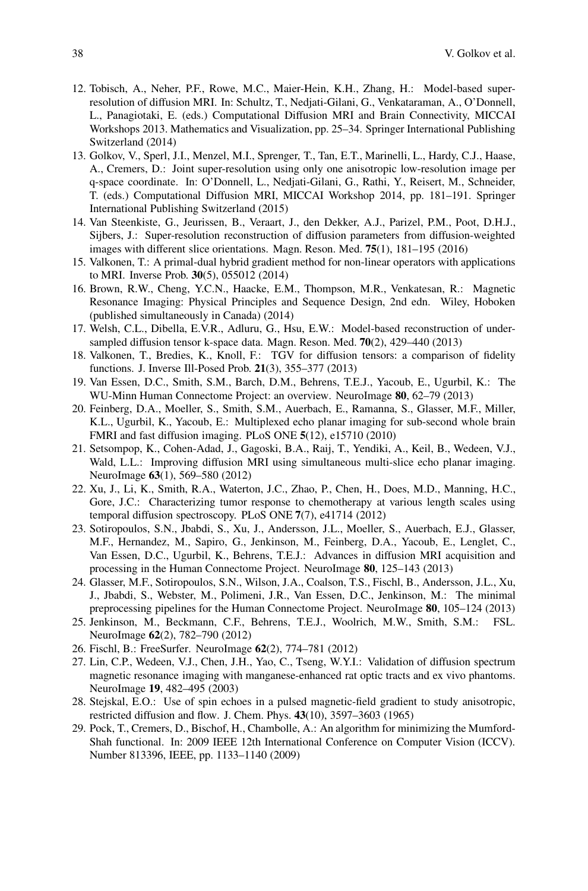12. Tobisch, A., Neher, P.F., Rowe, M.C., Maier-Hein, K.H., Zhang, H.: Model-based super-resolution of diffusion MRI. In: Schultz, T., Nedjati-Gilani, G., Venkataraman, A., O'Donnell, L., Panagiotaki, E. (eds.) Computational Diffusion MRI and Brain Connectivity, MICCAI Workshops 2013. Mathematics and Visualization, pp. 25–34. Springer International Publishing Switzerland (2014)
13. Golkov, V., Sperl, J.I., Menzel, M.I., Sprenger, T., Tan, E.T., Marinelli, L., Hardy, C.J., Haase, A., Cremers, D.: Joint super-resolution using only one anisotropic low-resolution image per q-space coordinate. In: O'Donnell, L., Nedjati-Gilani, G., Rathi, Y., Reisert, M., Schneider, T. (eds.) Computational Diffusion MRI, MICCAI Workshop 2014, pp. 181–191. Springer International Publishing Switzerland (2015)
14. Van Steenkiste, G., Jeurissen, B., Veraart, J., den Dekker, A.J., Parizel, P.M., Poot, D.H.J., Sijbers, J.: Super-resolution reconstruction of diffusion parameters from diffusion-weighted images with different slice orientations. Magn. Reson. Med. **75**(1), 181–195 (2016)
15. Valkonen, T.: A primal-dual hybrid gradient method for non-linear operators with applications to MRI. Inverse Prob. **30**(5), 055012 (2014)
16. Brown, R.W., Cheng, Y.C.N., Haacke, E.M., Thompson, M.R., Venkatesan, R.: Magnetic Resonance Imaging: Physical Principles and Sequence Design, 2nd edn. Wiley, Hoboken (published simultaneously in Canada) (2014)
17. Welsh, C.L., Dibella, E.V.R., Adluru, G., Hsu, E.W.: Model-based reconstruction of undersampled diffusion tensor k-space data. Magn. Reson. Med. **70**(2), 429–440 (2013)
18. Valkonen, T., Bredies, K., Knoll, F.: TGV for diffusion tensors: a comparison of fidelity functions. J. Inverse Ill-Posed Prob. **21**(3), 355–377 (2013)
19. Van Essen, D.C., Smith, S.M., Barch, D.M., Behrens, T.E.J., Yacoub, E., Ugurbil, K.: The WU-Minn Human Connectome Project: an overview. NeuroImage **80**, 62–79 (2013)
20. Feinberg, D.A., Moeller, S., Smith, S.M., Auerbach, E., Ramanna, S., Glasser, M.F., Miller, K.L., Ugurbil, K., Yacoub, E.: Multiplexed echo planar imaging for sub-second whole brain FMRI and fast diffusion imaging. PLoS ONE **5**(12), e15710 (2010)
21. Setsompop, K., Cohen-Adad, J., Gagoski, B.A., Raij, T., Yendiki, A., Keil, B., Wedeen, V.J., Wald, L.L.: Improving diffusion MRI using simultaneous multi-slice echo planar imaging. NeuroImage **63**(1), 569–580 (2012)
22. Xu, J., Li, K., Smith, R.A., Waterton, J.C., Zhao, P., Chen, H., Does, M.D., Manning, H.C., Gore, J.C.: Characterizing tumor response to chemotherapy at various length scales using temporal diffusion spectroscopy. PLoS ONE **7**(7), e41714 (2012)
23. Sotiropoulos, S.N., Jbabdi, S., Xu, J., Andersson, J.L., Moeller, S., Auerbach, E.J., Glasser, M.F., Hernandez, M., Sapiro, G., Jenkinson, M., Feinberg, D.A., Yacoub, E., Lenglet, C., Van Essen, D.C., Ugurbil, K., Behrens, T.E.J.: Advances in diffusion MRI acquisition and processing in the Human Connectome Project. NeuroImage **80**, 125–143 (2013)
24. Glasser, M.F., Sotiropoulos, S.N., Wilson, J.A., Coalson, T.S., Fischl, B., Andersson, J.L., Xu, J., Jbabdi, S., Webster, M., Polimeni, J.R., Van Essen, D.C., Jenkinson, M.: The minimal preprocessing pipelines for the Human Connectome Project. NeuroImage **80**, 105–124 (2013)
25. Jenkinson, M., Beckmann, C.F., Behrens, T.E.J., Woolrich, M.W., Smith, S.M.: FSL. NeuroImage **62**(2), 782–790 (2012)
26. Fischl, B.: FreeSurfer. NeuroImage **62**(2), 774–781 (2012)
27. Lin, C.P., Wedeen, V.J., Chen, J.H., Yao, C., Tseng, W.Y.I.: Validation of diffusion spectrum magnetic resonance imaging with manganese-enhanced rat optic tracts and ex vivo phantoms. NeuroImage **19**, 482–495 (2003)
28. Stejskal, E.O.: Use of spin echoes in a pulsed magnetic-field gradient to study anisotropic, restricted diffusion and flow. J. Chem. Phys. **43**(10), 3597–3603 (1965)
29. Pock, T., Cremers, D., Bischof, H., Chambolle, A.: An algorithm for minimizing the Mumford-Shah functional. In: 2009 IEEE 12th International Conference on Computer Vision (ICCV). Number 813396, IEEE, pp. 1133–1140 (2009)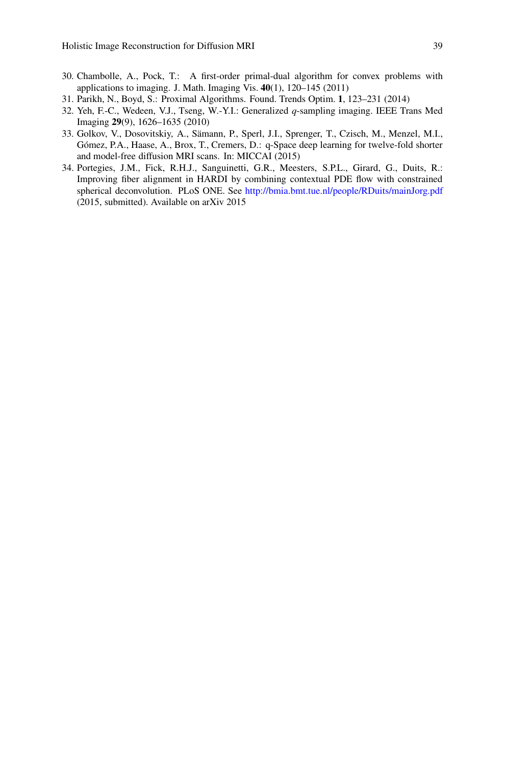30. Chambolle, A., Pock, T.: A first-order primal-dual algorithm for convex problems with applications to imaging. J. Math. Imaging Vis. **40**(1), 120–145 (2011)
31. Parikh, N., Boyd, S.: Proximal Algorithms. Found. Trends Optim. **1**, 123–231 (2014)
32. Yeh, F.-C., Wedeen, V.J., Tseng, W.-Y.I.: Generalized $q$-sampling imaging. IEEE Trans Med Imaging **29**(9), 1626–1635 (2010)
33. Golkov, V., Dosovitskiy, A., Sämann, P., Sperl, J.I., Sprenger, T., Czisch, M., Menzel, M.I., Gómez, P.A., Haase, A., Brox, T., Cremers, D.: q-Space deep learning for twelve-fold shorter and model-free diffusion MRI scans. In: MICCAI (2015)
34. Portegies, J.M., Fick, R.H.J., Sanguinetti, G.R., Meesters, S.P.L., Girard, G., Duits, R.: Improving fiber alignment in HARDI by combining contextual PDE flow with constrained spherical deconvolution. PLoS ONE. See http://bmia.bmt.tue.nl/people/RDuits/mainJorg.pdf (2015, submitted). Available on arXiv 2015